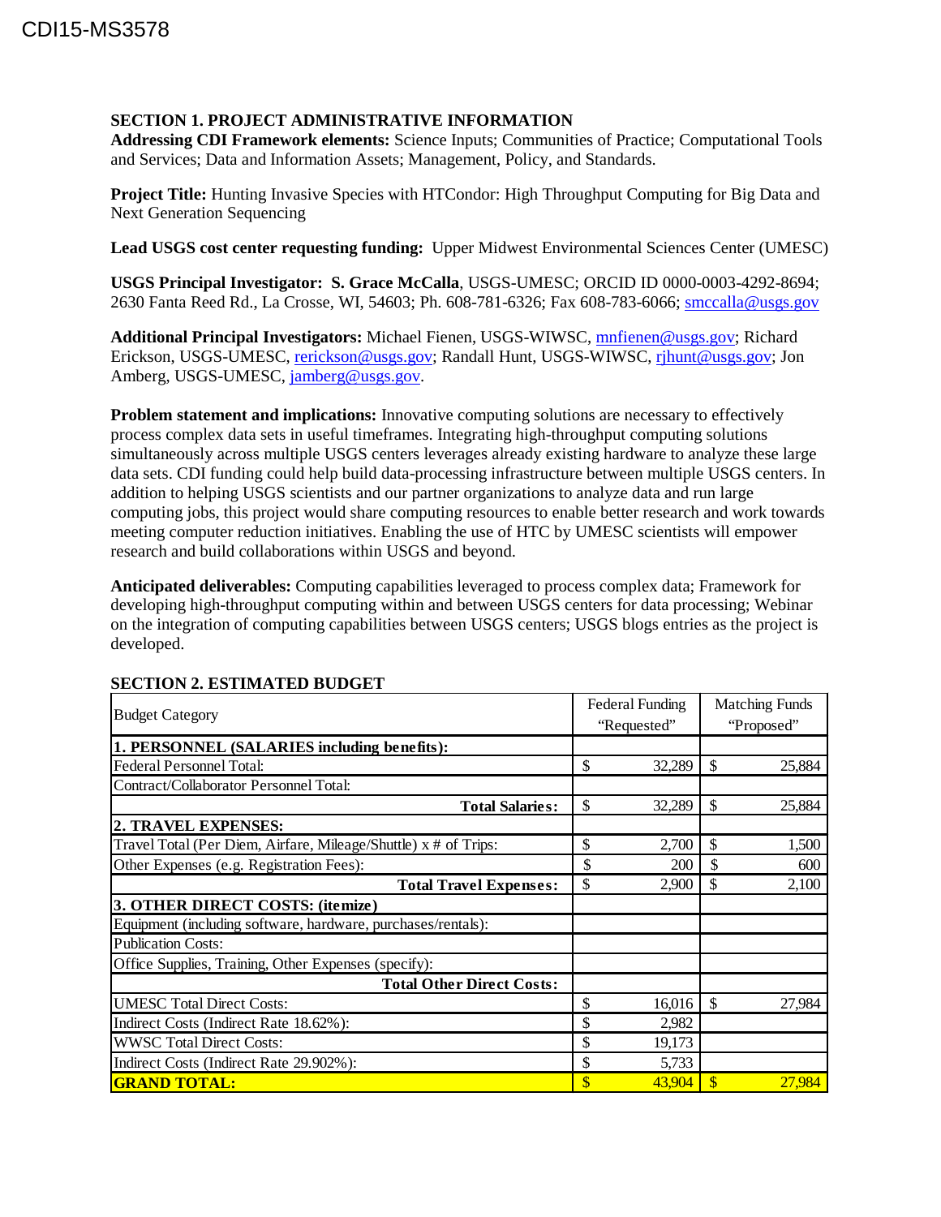CDI15-MS3578

## SECTION 1. PROJECT ADMINISTRATIVE INFORMATION

**Addressing CDI Framework elements:** Science Inputs; Communities of Practice; Computational Tools and Services; Data and Information Assets; Management, Policy, and Standards.

**Project Title:** Hunting Invasive Species with HTCondor: High Throughput Computing for Big Data and Next Generation Sequencing

**Lead USGS cost center requesting funding:** Upper Midwest Environmental Sciences Center (UMESC)

**USGS Principal Investigator: S. Grace McCalla**, USGS-UMESC; ORCID ID 0000-0003-4292-8694; 2630 Fanta Reed Rd., La Crosse, WI, 54603; Ph. 608-781-6326; Fax 608-783-6066; smccalla@usgs.gov

**Additional Principal Investigators:** Michael Fienen, USGS-WIWSC, mnfienen@usgs.gov; Richard Erickson, USGS-UMESC, rerickson@usgs.gov; Randall Hunt, USGS-WIWSC, rjhunt@usgs.gov; Jon Amberg, USGS-UMESC, jamberg@usgs.gov.

**Problem statement and implications:** Innovative computing solutions are necessary to effectively process complex data sets in useful timeframes. Integrating high-throughput computing solutions simultaneously across multiple USGS centers leverages already existing hardware to analyze these large data sets. CDI funding could help build data-processing infrastructure between multiple USGS centers. In addition to helping USGS scientists and our partner organizations to analyze data and run large computing jobs, this project would share computing resources to enable better research and work towards meeting computer reduction initiatives. Enabling the use of HTC by UMESC scientists will empower research and build collaborations within USGS and beyond.

**Anticipated deliverables:** Computing capabilities leveraged to process complex data; Framework for developing high-throughput computing within and between USGS centers for data processing; Webinar on the integration of computing capabilities between USGS centers; USGS blogs entries as the project is developed.

## SECTION 2. ESTIMATED BUDGET

| Budget Category | Federal Funding "Requested" | Matching Funds "Proposed" |
|---|---|---|
| **1. PERSONNEL (SALARIES including benefits):** | | |
| Federal Personnel Total: | $ 32,289 | $ 25,884 |
| Contract/Collaborator Personnel Total: | | |
| **Total Salaries:** | $ 32,289 | $ 25,884 |
| **2. TRAVEL EXPENSES:** | | |
| Travel Total (Per Diem, Airfare, Mileage/Shuttle) x # of Trips: | $ 2,700 | $ 1,500 |
| Other Expenses (e.g. Registration Fees): | $ 200 | $ 600 |
| **Total Travel Expenses:** | $ 2,900 | $ 2,100 |
| **3. OTHER DIRECT COSTS: (itemize)** | | |
| Equipment (including software, hardware, purchases/rentals): | | |
| Publication Costs: | | |
| Office Supplies, Training, Other Expenses (specify): | | |
| **Total Other Direct Costs:** | | |
| UMESC Total Direct Costs: | $ 16,016 | $ 27,984 |
| Indirect Costs (Indirect Rate 18.62%): | $ 2,982 | |
| WWSC Total Direct Costs: | $ 19,173 | |
| Indirect Costs (Indirect Rate 29.902%): | $ 5,733 | |
| **GRAND TOTAL:** | $ 43,904 | $ 27,984 |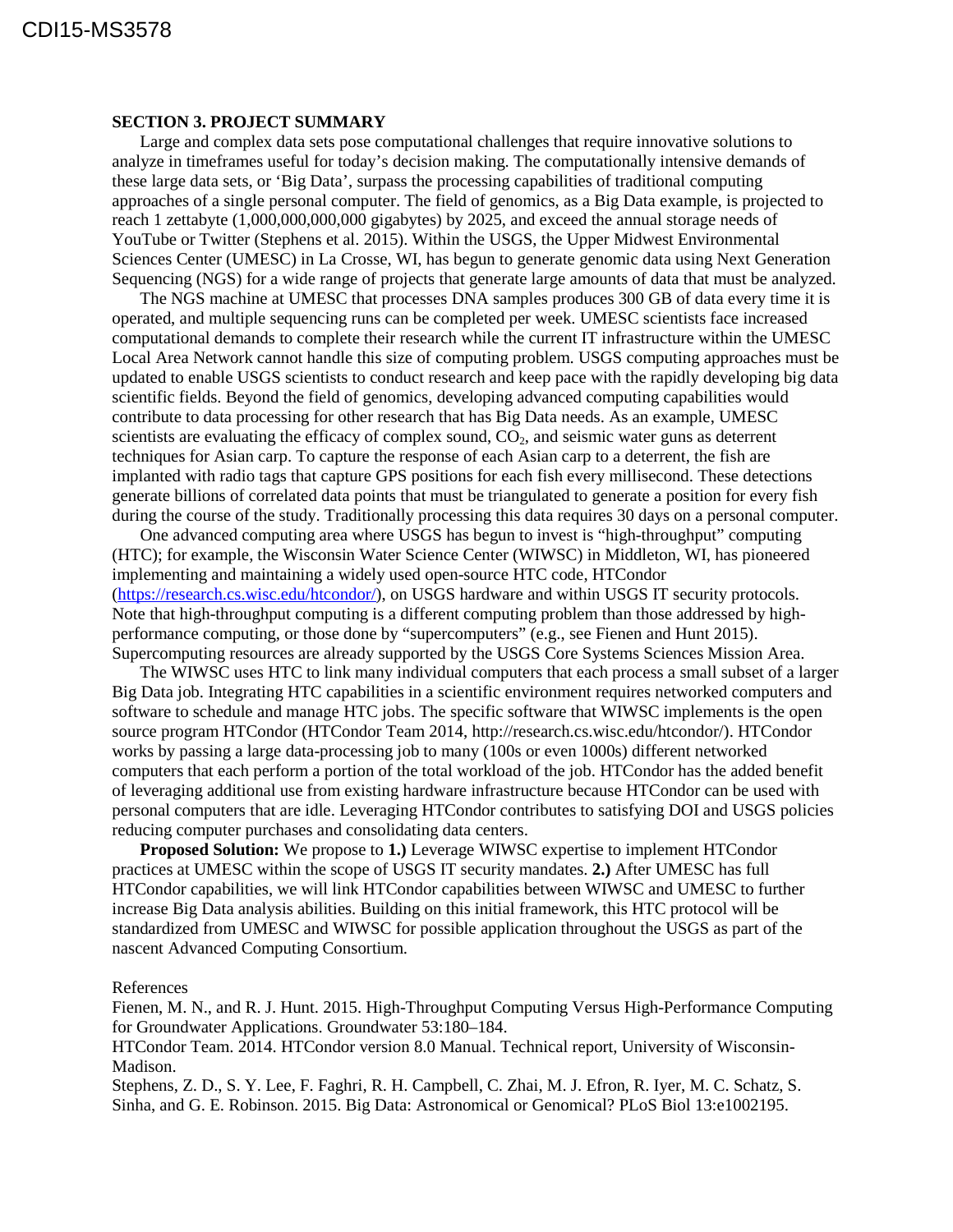**SECTION 3. PROJECT SUMMARY**

Large and complex data sets pose computational challenges that require innovative solutions to analyze in timeframes useful for today's decision making. The computationally intensive demands of these large data sets, or 'Big Data', surpass the processing capabilities of traditional computing approaches of a single personal computer. The field of genomics, as a Big Data example, is projected to reach 1 zettabyte (1,000,000,000,000 gigabytes) by 2025, and exceed the annual storage needs of YouTube or Twitter (Stephens et al. 2015). Within the USGS, the Upper Midwest Environmental Sciences Center (UMESC) in La Crosse, WI, has begun to generate genomic data using Next Generation Sequencing (NGS) for a wide range of projects that generate large amounts of data that must be analyzed.

The NGS machine at UMESC that processes DNA samples produces 300 GB of data every time it is operated, and multiple sequencing runs can be completed per week. UMESC scientists face increased computational demands to complete their research while the current IT infrastructure within the UMESC Local Area Network cannot handle this size of computing problem. USGS computing approaches must be updated to enable USGS scientists to conduct research and keep pace with the rapidly developing big data scientific fields. Beyond the field of genomics, developing advanced computing capabilities would contribute to data processing for other research that has Big Data needs. As an example, UMESC scientists are evaluating the efficacy of complex sound, $CO_2$, and seismic water guns as deterrent techniques for Asian carp. To capture the response of each Asian carp to a deterrent, the fish are implanted with radio tags that capture GPS positions for each fish every millisecond. These detections generate billions of correlated data points that must be triangulated to generate a position for every fish during the course of the study. Traditionally processing this data requires 30 days on a personal computer.

One advanced computing area where USGS has begun to invest is "high-throughput" computing (HTC); for example, the Wisconsin Water Science Center (WIWSC) in Middleton, WI, has pioneered implementing and maintaining a widely used open-source HTC code, HTCondor (https://research.cs.wisc.edu/htcondor/), on USGS hardware and within USGS IT security protocols. Note that high-throughput computing is a different computing problem than those addressed by high-performance computing, or those done by "supercomputers" (e.g., see Fienen and Hunt 2015). Supercomputing resources are already supported by the USGS Core Systems Sciences Mission Area.

The WIWSC uses HTC to link many individual computers that each process a small subset of a larger Big Data job. Integrating HTC capabilities in a scientific environment requires networked computers and software to schedule and manage HTC jobs. The specific software that WIWSC implements is the open source program HTCondor (HTCondor Team 2014, http://research.cs.wisc.edu/htcondor/). HTCondor works by passing a large data-processing job to many (100s or even 1000s) different networked computers that each perform a portion of the total workload of the job. HTCondor has the added benefit of leveraging additional use from existing hardware infrastructure because HTCondor can be used with personal computers that are idle. Leveraging HTCondor contributes to satisfying DOI and USGS policies reducing computer purchases and consolidating data centers.

**Proposed Solution:** We propose to **1.)** Leverage WIWSC expertise to implement HTCondor practices at UMESC within the scope of USGS IT security mandates. **2.)** After UMESC has full HTCondor capabilities, we will link HTCondor capabilities between WIWSC and UMESC to further increase Big Data analysis abilities. Building on this initial framework, this HTC protocol will be standardized from UMESC and WIWSC for possible application throughout the USGS as part of the nascent Advanced Computing Consortium.

References

Fienen, M. N., and R. J. Hunt. 2015. High-Throughput Computing Versus High-Performance Computing for Groundwater Applications. Groundwater 53:180–184.

HTCondor Team. 2014. HTCondor version 8.0 Manual. Technical report, University of Wisconsin-Madison.

Stephens, Z. D., S. Y. Lee, F. Faghri, R. H. Campbell, C. Zhai, M. J. Efron, R. Iyer, M. C. Schatz, S. Sinha, and G. E. Robinson. 2015. Big Data: Astronomical or Genomical? PLoS Biol 13:e1002195.